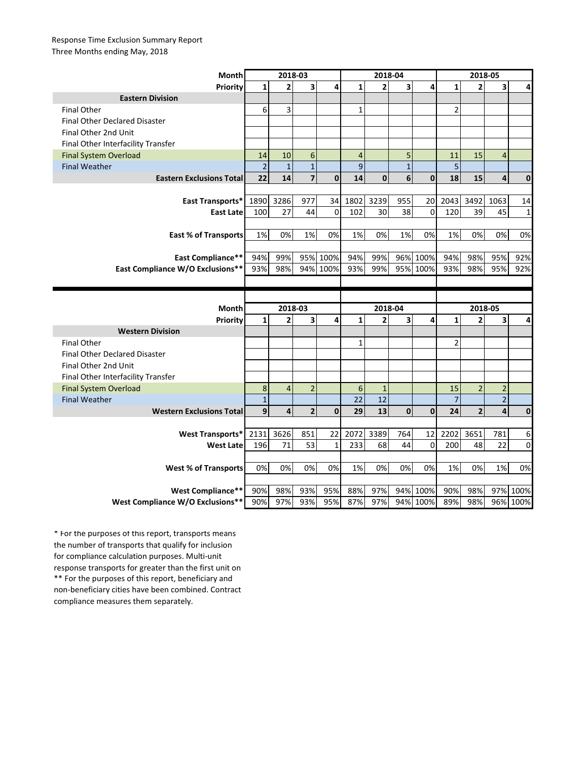Response Time Exclusion Summary Report
Three Months ending May, 2018

| Month | 2018-03 | | | | 2018-04 | | | | 2018-05 | | | |
|---|---|---|---|---|---|---|---|---|---|---|---|---|
| **Priority** | **1** | **2** | **3** | **4** | **1** | **2** | **3** | **4** | **1** | **2** | **3** | **4** |
| **Eastern Division** | | | | | | | | | | | | |
| Final Other | 6 | 3 | | | 1 | | | | 2 | | | |
| Final Other Declared Disaster | | | | | | | | | | | | |
| Final Other 2nd Unit | | | | | | | | | | | | |
| Final Other Interfacility Transfer | | | | | | | | | | | | |
| Final System Overload | 14 | 10 | 6 | | 4 | | 5 | | 11 | 15 | 4 | |
| Final Weather | 2 | 1 | 1 | | 9 | | 1 | | 5 | | | |
| **Eastern Exclusions Total** | **22** | **14** | **7** | **0** | **14** | **0** | **6** | **0** | **18** | **15** | **4** | **0** |
| **East Transports*** | 1890 | 3286 | 977 | 34 | 1802 | 3239 | 955 | 20 | 2043 | 3492 | 1063 | 14 |
| **East Late** | 100 | 27 | 44 | 0 | 102 | 30 | 38 | 0 | 120 | 39 | 45 | 1 |
| **East % of Transports** | 1% | 0% | 1% | 0% | 1% | 0% | 1% | 0% | 1% | 0% | 0% | 0% |
| **East Compliance**** | 94% | 99% | 95% | 100% | 94% | 99% | 96% | 100% | 94% | 98% | 95% | 92% |
| **East Compliance W/O Exclusions**** | 93% | 98% | 94% | 100% | 93% | 99% | 95% | 100% | 93% | 98% | 95% | 92% |

| Month | 2018-03 | | | | 2018-04 | | | | 2018-05 | | | |
|---|---|---|---|---|---|---|---|---|---|---|---|---|
| **Priority** | **1** | **2** | **3** | **4** | **1** | **2** | **3** | **4** | **1** | **2** | **3** | **4** |
| **Western Division** | | | | | | | | | | | | |
| Final Other | | | | | 1 | | | | 2 | | | |
| Final Other Declared Disaster | | | | | | | | | | | | |
| Final Other 2nd Unit | | | | | | | | | | | | |
| Final Other Interfacility Transfer | | | | | | | | | | | | |
| Final System Overload | 8 | 4 | 2 | | 6 | 1 | | | 15 | 2 | 2 | |
| Final Weather | 1 | | | | 22 | 12 | | | 7 | | 2 | |
| **Western Exclusions Total** | **9** | **4** | **2** | **0** | **29** | **13** | **0** | **0** | **24** | **2** | **4** | **0** |
| **West Transports*** | 2131 | 3626 | 851 | 22 | 2072 | 3389 | 764 | 12 | 2202 | 3651 | 781 | 6 |
| **West Late** | 196 | 71 | 53 | 1 | 233 | 68 | 44 | 0 | 200 | 48 | 22 | 0 |
| **West % of Transports** | 0% | 0% | 0% | 0% | 1% | 0% | 0% | 0% | 1% | 0% | 1% | 0% |
| **West Compliance**** | 90% | 98% | 93% | 95% | 88% | 97% | 94% | 100% | 90% | 98% | 97% | 100% |
| **West Compliance W/O Exclusions**** | 90% | 97% | 93% | 95% | 87% | 97% | 94% | 100% | 89% | 98% | 96% | 100% |

* For the purposes of this report, transports means the number of transports that qualify for inclusion for compliance calculation purposes. Multi-unit response transports for greater than the first unit on
** For the purposes of this report, beneficiary and non-beneficiary cities have been combined. Contract compliance measures them separately.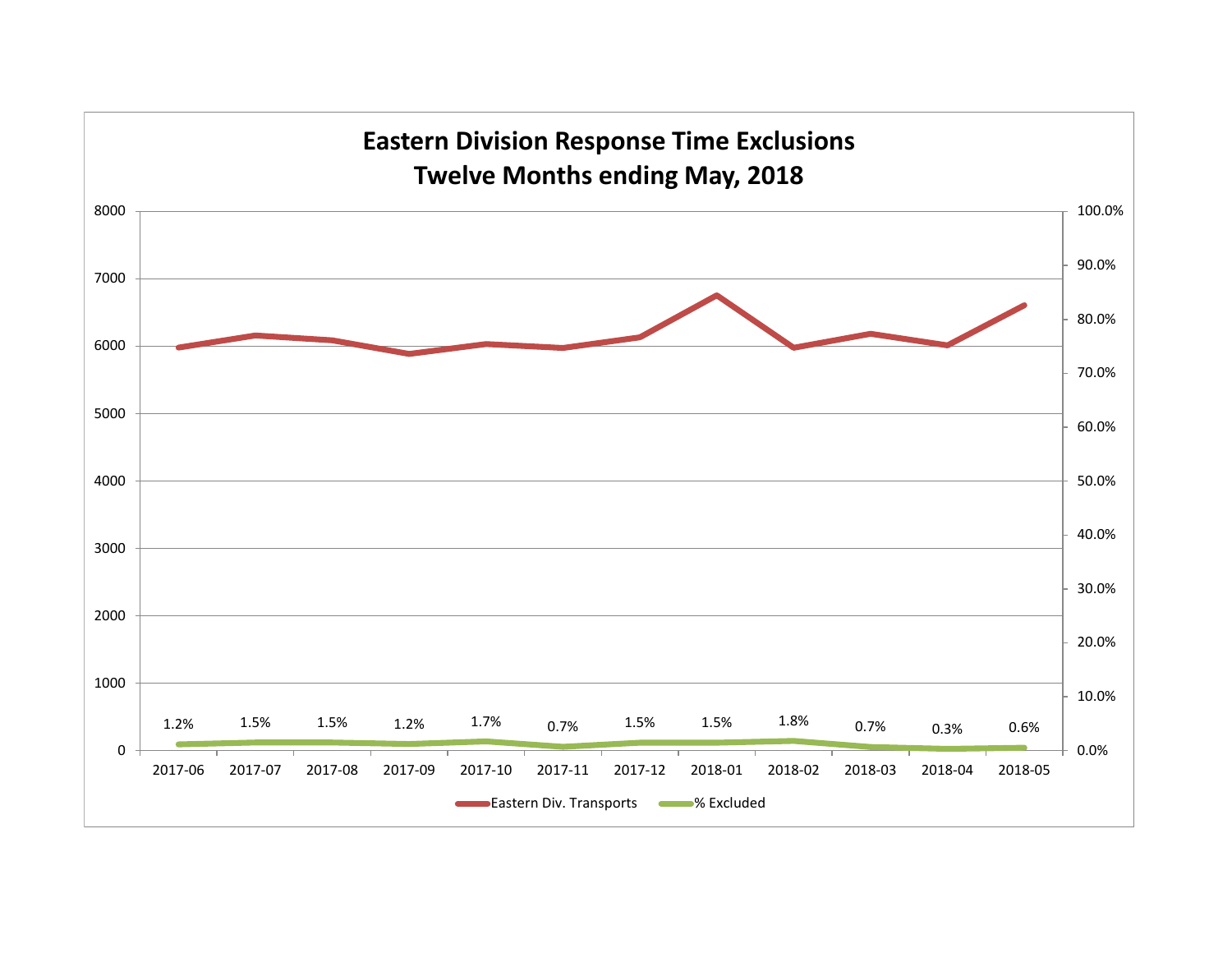# Eastern Division Response Time Exclusions
## Twelve Months ending May, 2018

| Month | % Excluded |
|---|---|
| 2017-06 | 1.2% |
| 2017-07 | 1.5% |
| 2017-08 | 1.5% |
| 2017-09 | 1.2% |
| 2017-10 | 1.7% |
| 2017-11 | 0.7% |
| 2017-12 | 1.5% |
| 2018-01 | 1.5% |
| 2018-02 | 1.8% |
| 2018-03 | 0.7% |
| 2018-04 | 0.3% |
| 2018-05 | 0.6% |

Eastern Div. Transports — % Excluded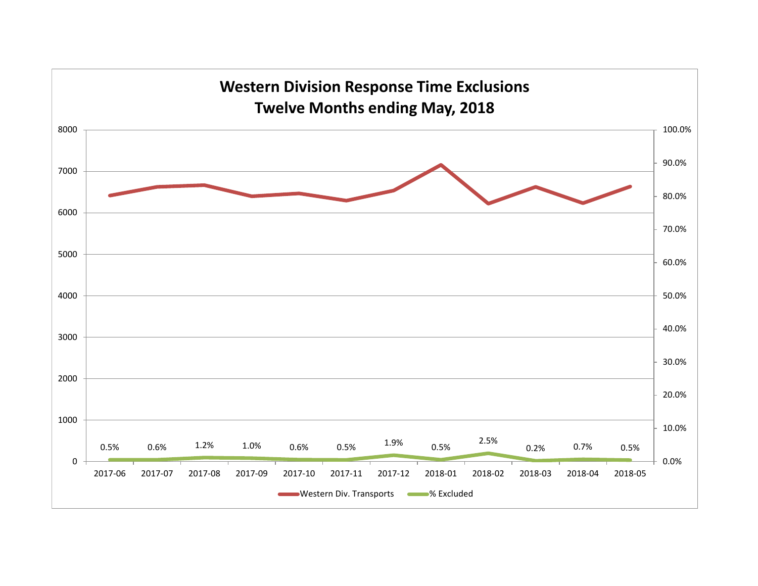# Western Division Response Time Exclusions
## Twelve Months ending May, 2018

8000
7000
6000
5000
4000
3000
2000
1000
0

100.0%
90.0%
80.0%
70.0%
60.0%
50.0%
40.0%
30.0%
20.0%
10.0%
0.0%

0.5% 0.6% 1.2% 1.0% 0.6% 0.5% 1.9% 0.5% 2.5% 0.2% 0.7% 0.5%

2017-06 2017-07 2017-08 2017-09 2017-10 2017-11 2017-12 2018-01 2018-02 2018-03 2018-04 2018-05

Western Div. Transports
% Excluded